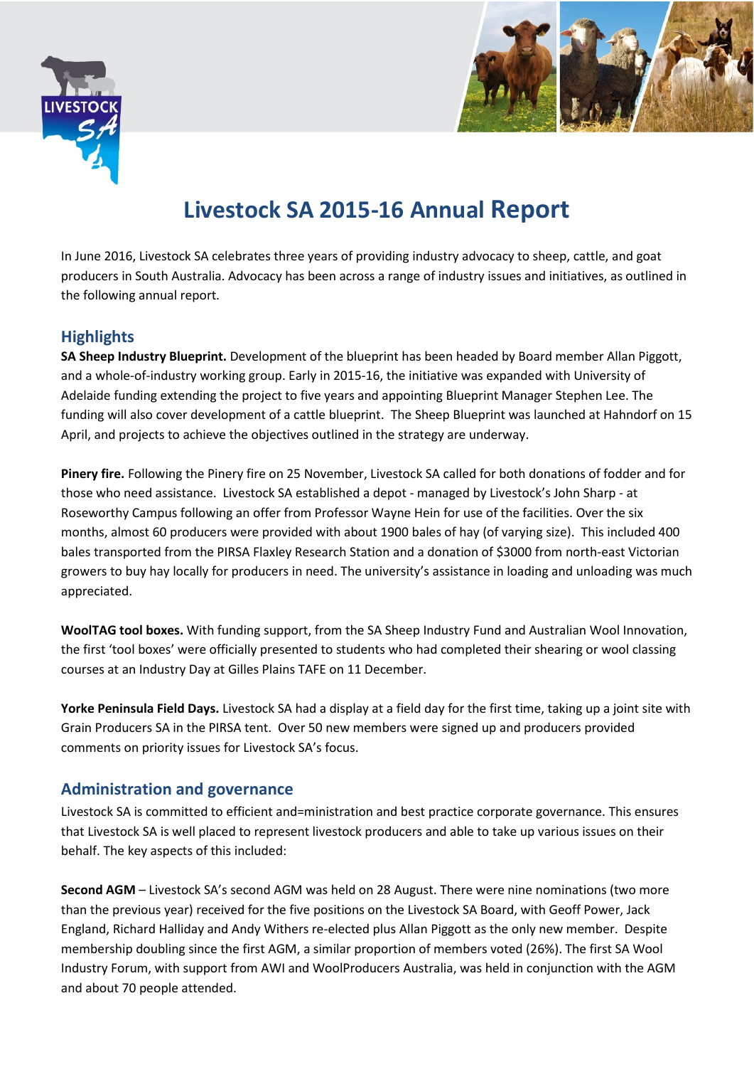# Livestock SA 2015-16 Annual Report

In June 2016, Livestock SA celebrates three years of providing industry advocacy to sheep, cattle, and goat producers in South Australia. Advocacy has been across a range of industry issues and initiatives, as outlined in the following annual report.

## Highlights

**SA Sheep Industry Blueprint.** Development of the blueprint has been headed by Board member Allan Piggott, and a whole-of-industry working group. Early in 2015-16, the initiative was expanded with University of Adelaide funding extending the project to five years and appointing Blueprint Manager Stephen Lee. The funding will also cover development of a cattle blueprint. The Sheep Blueprint was launched at Hahndorf on 15 April, and projects to achieve the objectives outlined in the strategy are underway.

**Pinery fire.** Following the Pinery fire on 25 November, Livestock SA called for both donations of fodder and for those who need assistance. Livestock SA established a depot - managed by Livestock's John Sharp - at Roseworthy Campus following an offer from Professor Wayne Hein for use of the facilities. Over the six months, almost 60 producers were provided with about 1900 bales of hay (of varying size). This included 400 bales transported from the PIRSA Flaxley Research Station and a donation of $3000 from north-east Victorian growers to buy hay locally for producers in need. The university's assistance in loading and unloading was much appreciated.

**WoolTAG tool boxes.** With funding support, from the SA Sheep Industry Fund and Australian Wool Innovation, the first 'tool boxes' were officially presented to students who had completed their shearing or wool classing courses at an Industry Day at Gilles Plains TAFE on 11 December.

**Yorke Peninsula Field Days.** Livestock SA had a display at a field day for the first time, taking up a joint site with Grain Producers SA in the PIRSA tent. Over 50 new members were signed up and producers provided comments on priority issues for Livestock SA's focus.

## Administration and governance

Livestock SA is committed to efficient and=ministration and best practice corporate governance. This ensures that Livestock SA is well placed to represent livestock producers and able to take up various issues on their behalf. The key aspects of this included:

**Second AGM** – Livestock SA's second AGM was held on 28 August. There were nine nominations (two more than the previous year) received for the five positions on the Livestock SA Board, with Geoff Power, Jack England, Richard Halliday and Andy Withers re-elected plus Allan Piggott as the only new member. Despite membership doubling since the first AGM, a similar proportion of members voted (26%). The first SA Wool Industry Forum, with support from AWI and WoolProducers Australia, was held in conjunction with the AGM and about 70 people attended.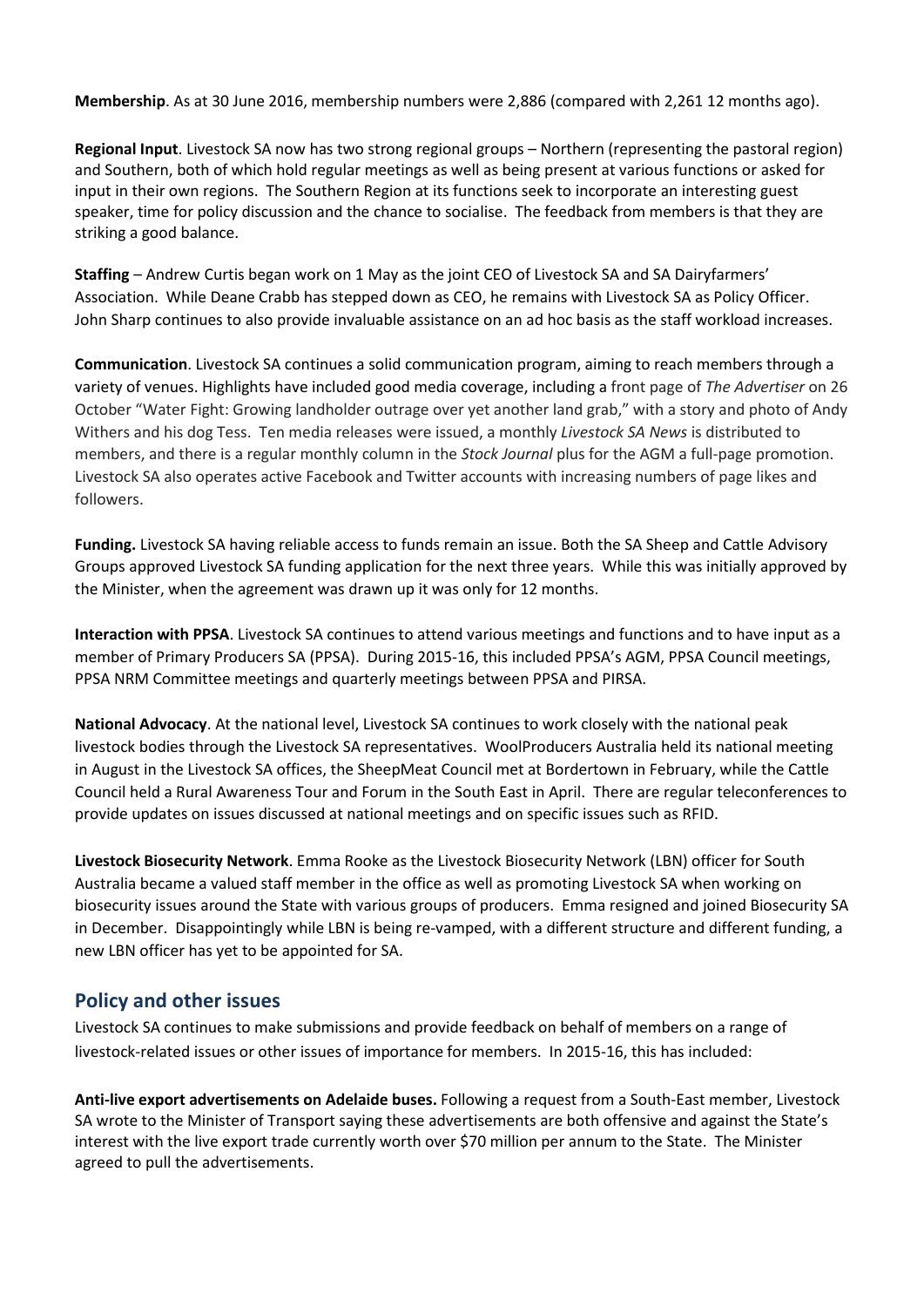**Membership**. As at 30 June 2016, membership numbers were 2,886 (compared with 2,261 12 months ago).

**Regional Input**. Livestock SA now has two strong regional groups – Northern (representing the pastoral region) and Southern, both of which hold regular meetings as well as being present at various functions or asked for input in their own regions. The Southern Region at its functions seek to incorporate an interesting guest speaker, time for policy discussion and the chance to socialise. The feedback from members is that they are striking a good balance.

**Staffing** – Andrew Curtis began work on 1 May as the joint CEO of Livestock SA and SA Dairyfarmers' Association. While Deane Crabb has stepped down as CEO, he remains with Livestock SA as Policy Officer. John Sharp continues to also provide invaluable assistance on an ad hoc basis as the staff workload increases.

**Communication**. Livestock SA continues a solid communication program, aiming to reach members through a variety of venues. Highlights have included good media coverage, including a front page of *The Advertiser* on 26 October "Water Fight: Growing landholder outrage over yet another land grab," with a story and photo of Andy Withers and his dog Tess. Ten media releases were issued, a monthly *Livestock SA News* is distributed to members, and there is a regular monthly column in the *Stock Journal* plus for the AGM a full-page promotion. Livestock SA also operates active Facebook and Twitter accounts with increasing numbers of page likes and followers.

**Funding.** Livestock SA having reliable access to funds remain an issue. Both the SA Sheep and Cattle Advisory Groups approved Livestock SA funding application for the next three years. While this was initially approved by the Minister, when the agreement was drawn up it was only for 12 months.

**Interaction with PPSA**. Livestock SA continues to attend various meetings and functions and to have input as a member of Primary Producers SA (PPSA). During 2015-16, this included PPSA's AGM, PPSA Council meetings, PPSA NRM Committee meetings and quarterly meetings between PPSA and PIRSA.

**National Advocacy**. At the national level, Livestock SA continues to work closely with the national peak livestock bodies through the Livestock SA representatives. WoolProducers Australia held its national meeting in August in the Livestock SA offices, the SheepMeat Council met at Bordertown in February, while the Cattle Council held a Rural Awareness Tour and Forum in the South East in April. There are regular teleconferences to provide updates on issues discussed at national meetings and on specific issues such as RFID.

**Livestock Biosecurity Network**. Emma Rooke as the Livestock Biosecurity Network (LBN) officer for South Australia became a valued staff member in the office as well as promoting Livestock SA when working on biosecurity issues around the State with various groups of producers. Emma resigned and joined Biosecurity SA in December. Disappointingly while LBN is being re-vamped, with a different structure and different funding, a new LBN officer has yet to be appointed for SA.

## Policy and other issues

Livestock SA continues to make submissions and provide feedback on behalf of members on a range of livestock-related issues or other issues of importance for members. In 2015-16, this has included:

**Anti-live export advertisements on Adelaide buses.** Following a request from a South-East member, Livestock SA wrote to the Minister of Transport saying these advertisements are both offensive and against the State's interest with the live export trade currently worth over $70 million per annum to the State. The Minister agreed to pull the advertisements.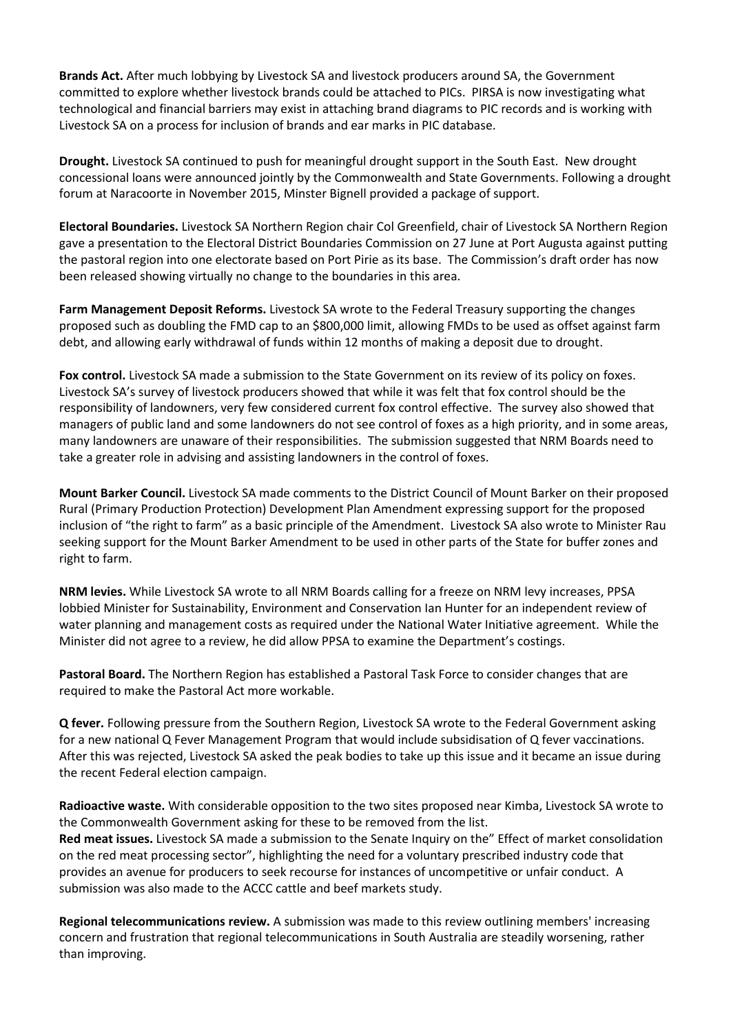**Brands Act.** After much lobbying by Livestock SA and livestock producers around SA, the Government committed to explore whether livestock brands could be attached to PICs. PIRSA is now investigating what technological and financial barriers may exist in attaching brand diagrams to PIC records and is working with Livestock SA on a process for inclusion of brands and ear marks in PIC database.

**Drought.** Livestock SA continued to push for meaningful drought support in the South East. New drought concessional loans were announced jointly by the Commonwealth and State Governments. Following a drought forum at Naracoorte in November 2015, Minster Bignell provided a package of support.

**Electoral Boundaries.** Livestock SA Northern Region chair Col Greenfield, chair of Livestock SA Northern Region gave a presentation to the Electoral District Boundaries Commission on 27 June at Port Augusta against putting the pastoral region into one electorate based on Port Pirie as its base. The Commission's draft order has now been released showing virtually no change to the boundaries in this area.

**Farm Management Deposit Reforms.** Livestock SA wrote to the Federal Treasury supporting the changes proposed such as doubling the FMD cap to an $800,000 limit, allowing FMDs to be used as offset against farm debt, and allowing early withdrawal of funds within 12 months of making a deposit due to drought.

**Fox control.** Livestock SA made a submission to the State Government on its review of its policy on foxes. Livestock SA's survey of livestock producers showed that while it was felt that fox control should be the responsibility of landowners, very few considered current fox control effective. The survey also showed that managers of public land and some landowners do not see control of foxes as a high priority, and in some areas, many landowners are unaware of their responsibilities. The submission suggested that NRM Boards need to take a greater role in advising and assisting landowners in the control of foxes.

**Mount Barker Council.** Livestock SA made comments to the District Council of Mount Barker on their proposed Rural (Primary Production Protection) Development Plan Amendment expressing support for the proposed inclusion of "the right to farm" as a basic principle of the Amendment. Livestock SA also wrote to Minister Rau seeking support for the Mount Barker Amendment to be used in other parts of the State for buffer zones and right to farm.

**NRM levies.** While Livestock SA wrote to all NRM Boards calling for a freeze on NRM levy increases, PPSA lobbied Minister for Sustainability, Environment and Conservation Ian Hunter for an independent review of water planning and management costs as required under the National Water Initiative agreement. While the Minister did not agree to a review, he did allow PPSA to examine the Department's costings.

**Pastoral Board.** The Northern Region has established a Pastoral Task Force to consider changes that are required to make the Pastoral Act more workable.

**Q fever.** Following pressure from the Southern Region, Livestock SA wrote to the Federal Government asking for a new national Q Fever Management Program that would include subsidisation of Q fever vaccinations. After this was rejected, Livestock SA asked the peak bodies to take up this issue and it became an issue during the recent Federal election campaign.

**Radioactive waste.** With considerable opposition to the two sites proposed near Kimba, Livestock SA wrote to the Commonwealth Government asking for these to be removed from the list.

**Red meat issues.** Livestock SA made a submission to the Senate Inquiry on the" Effect of market consolidation on the red meat processing sector", highlighting the need for a voluntary prescribed industry code that provides an avenue for producers to seek recourse for instances of uncompetitive or unfair conduct. A submission was also made to the ACCC cattle and beef markets study.

**Regional telecommunications review.** A submission was made to this review outlining members' increasing concern and frustration that regional telecommunications in South Australia are steadily worsening, rather than improving.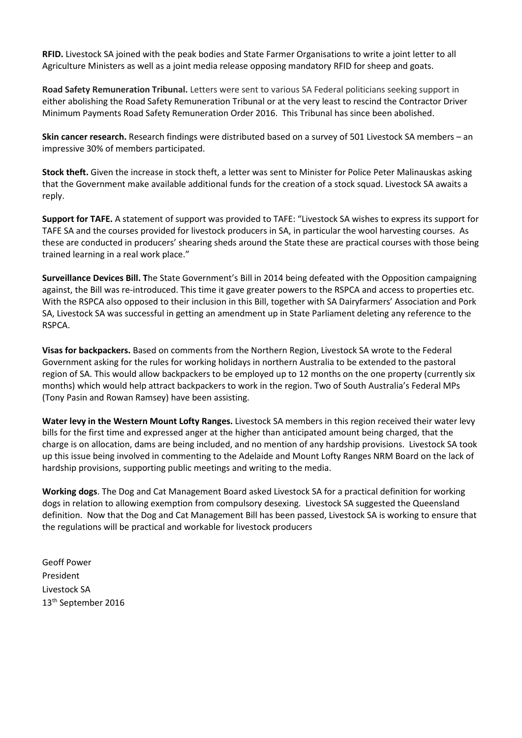**RFID.** Livestock SA joined with the peak bodies and State Farmer Organisations to write a joint letter to all Agriculture Ministers as well as a joint media release opposing mandatory RFID for sheep and goats.

**Road Safety Remuneration Tribunal.** Letters were sent to various SA Federal politicians seeking support in either abolishing the Road Safety Remuneration Tribunal or at the very least to rescind the Contractor Driver Minimum Payments Road Safety Remuneration Order 2016. This Tribunal has since been abolished.

**Skin cancer research.** Research findings were distributed based on a survey of 501 Livestock SA members – an impressive 30% of members participated.

**Stock theft.** Given the increase in stock theft, a letter was sent to Minister for Police Peter Malinauskas asking that the Government make available additional funds for the creation of a stock squad. Livestock SA awaits a reply.

**Support for TAFE.** A statement of support was provided to TAFE: "Livestock SA wishes to express its support for TAFE SA and the courses provided for livestock producers in SA, in particular the wool harvesting courses. As these are conducted in producers' shearing sheds around the State these are practical courses with those being trained learning in a real work place."

**Surveillance Devices Bill. T**he State Government's Bill in 2014 being defeated with the Opposition campaigning against, the Bill was re-introduced. This time it gave greater powers to the RSPCA and access to properties etc. With the RSPCA also opposed to their inclusion in this Bill, together with SA Dairyfarmers' Association and Pork SA, Livestock SA was successful in getting an amendment up in State Parliament deleting any reference to the RSPCA.

**Visas for backpackers.** Based on comments from the Northern Region, Livestock SA wrote to the Federal Government asking for the rules for working holidays in northern Australia to be extended to the pastoral region of SA. This would allow backpackers to be employed up to 12 months on the one property (currently six months) which would help attract backpackers to work in the region. Two of South Australia's Federal MPs (Tony Pasin and Rowan Ramsey) have been assisting.

**Water levy in the Western Mount Lofty Ranges.** Livestock SA members in this region received their water levy bills for the first time and expressed anger at the higher than anticipated amount being charged, that the charge is on allocation, dams are being included, and no mention of any hardship provisions. Livestock SA took up this issue being involved in commenting to the Adelaide and Mount Lofty Ranges NRM Board on the lack of hardship provisions, supporting public meetings and writing to the media.

**Working dogs**. The Dog and Cat Management Board asked Livestock SA for a practical definition for working dogs in relation to allowing exemption from compulsory desexing. Livestock SA suggested the Queensland definition. Now that the Dog and Cat Management Bill has been passed, Livestock SA is working to ensure that the regulations will be practical and workable for livestock producers

Geoff Power
President
Livestock SA
13th September 2016